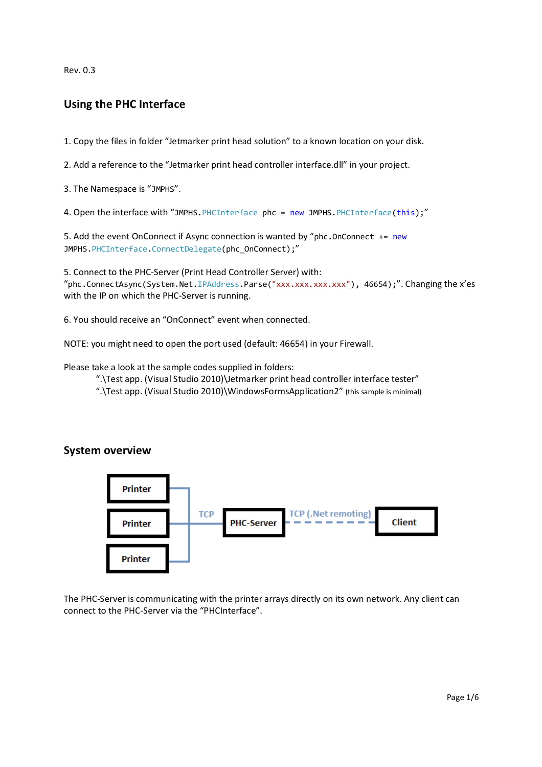Rev. 0.3

## Using the PHC Interface

1. Copy the files in folder “Jetmarker print head solution” to a known location on your disk.

2. Add a reference to the “Jetmarker print head controller interface.dll” in your project.

3. The Namespace is “`JMPHS`”.

4. Open the interface with “`JMPHS.PHCInterface phc = new JMPHS.PHCInterface(this);`”

5. Add the event OnConnect if Async connection is wanted by “`phc.OnConnect += new JMPHS.PHCInterface.ConnectDelegate(phc_OnConnect);`”

5. Connect to the PHC-Server (Print Head Controller Server) with: “`phc.ConnectAsync(System.Net.IPAddress.Parse("xxx.xxx.xxx.xxx"), 46654);`”. Changing the x’es with the IP on which the PHC-Server is running.

6. You should receive an “OnConnect” event when connected.

NOTE: you might need to open the port used (default: 46654) in your Firewall.

Please take a look at the sample codes supplied in folders:

“.\Test app. (Visual Studio 2010)\Jetmarker print head controller interface tester”
“.\Test app. (Visual Studio 2010)\WindowsFormsApplication2” (this sample is minimal)

## System overview

Printer
Printer
Printer
TCP
PHC-Server
TCP (.Net remoting)
Client

The PHC-Server is communicating with the printer arrays directly on its own network. Any client can connect to the PHC-Server via the “PHCInterface”.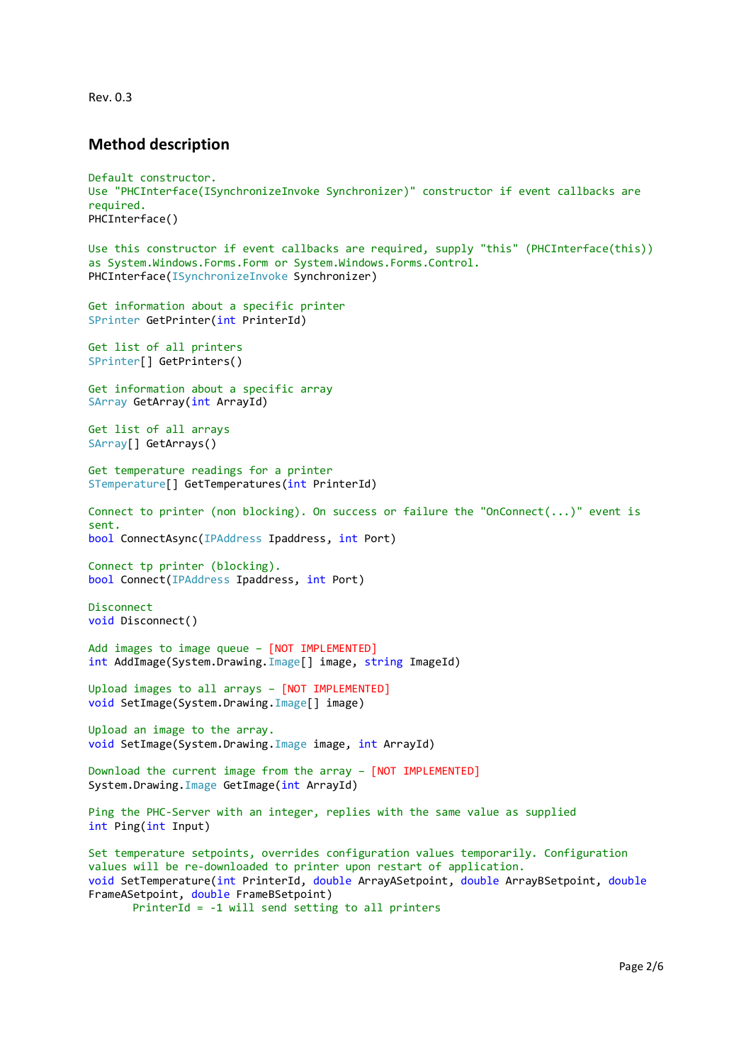Rev. 0.3

## Method description

```
Default constructor.
Use "PHCInterface(ISynchronizeInvoke Synchronizer)" constructor if event callbacks are
required.
PHCInterface()

Use this constructor if event callbacks are required, supply "this" (PHCInterface(this))
as System.Windows.Forms.Form or System.Windows.Forms.Control.
PHCInterface(ISynchronizeInvoke Synchronizer)

Get information about a specific printer
SPrinter GetPrinter(int PrinterId)

Get list of all printers
SPrinter[] GetPrinters()

Get information about a specific array
SArray GetArray(int ArrayId)

Get list of all arrays
SArray[] GetArrays()

Get temperature readings for a printer
STemperature[] GetTemperatures(int PrinterId)

Connect to printer (non blocking). On success or failure the "OnConnect(...)" event is
sent.
bool ConnectAsync(IPAddress Ipaddress, int Port)

Connect tp printer (blocking).
bool Connect(IPAddress Ipaddress, int Port)

Disconnect
void Disconnect()

Add images to image queue – [NOT IMPLEMENTED]
int AddImage(System.Drawing.Image[] image, string ImageId)

Upload images to all arrays – [NOT IMPLEMENTED]
void SetImage(System.Drawing.Image[] image)

Upload an image to the array.
void SetImage(System.Drawing.Image image, int ArrayId)

Download the current image from the array – [NOT IMPLEMENTED]
System.Drawing.Image GetImage(int ArrayId)

Ping the PHC-Server with an integer, replies with the same value as supplied
int Ping(int Input)

Set temperature setpoints, overrides configuration values temporarily. Configuration
values will be re-downloaded to printer upon restart of application.
void SetTemperature(int PrinterId, double ArrayASetpoint, double ArrayBSetpoint, double
FrameASetpoint, double FrameBSetpoint)
        PrinterId = -1 will send setting to all printers
```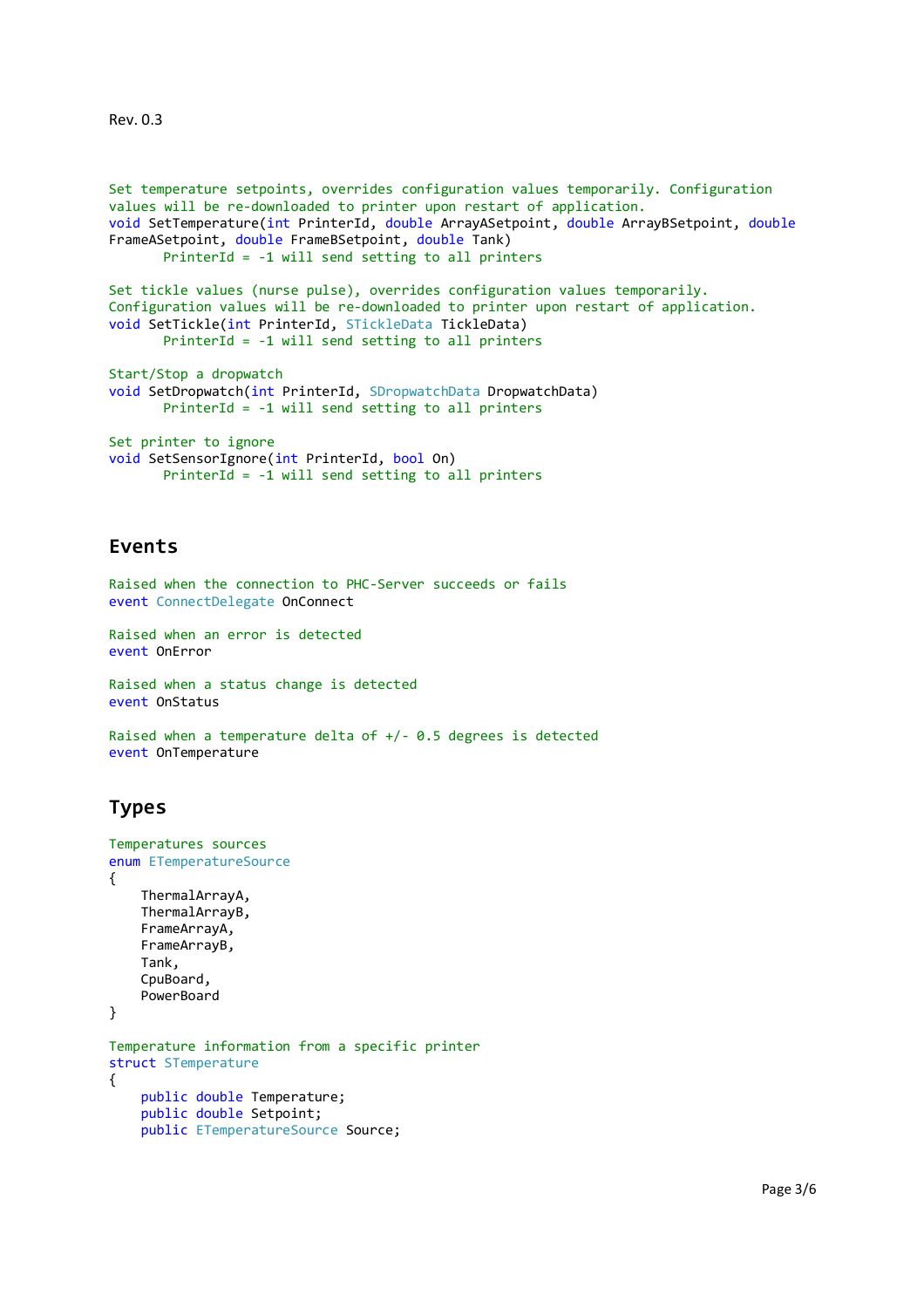Rev. 0.3

```
Set temperature setpoints, overrides configuration values temporarily. Configuration
values will be re-downloaded to printer upon restart of application.
void SetTemperature(int PrinterId, double ArrayASetpoint, double ArrayBSetpoint, double
FrameASetpoint, double FrameBSetpoint, double Tank)
       PrinterId = -1 will send setting to all printers

Set tickle values (nurse pulse), overrides configuration values temporarily.
Configuration values will be re-downloaded to printer upon restart of application.
void SetTickle(int PrinterId, STickleData TickleData)
       PrinterId = -1 will send setting to all printers

Start/Stop a dropwatch
void SetDropwatch(int PrinterId, SDropwatchData DropwatchData)
       PrinterId = -1 will send setting to all printers

Set printer to ignore
void SetSensorIgnore(int PrinterId, bool On)
       PrinterId = -1 will send setting to all printers
```

## Events

```
Raised when the connection to PHC-Server succeeds or fails
event ConnectDelegate OnConnect

Raised when an error is detected
event OnError

Raised when a status change is detected
event OnStatus

Raised when a temperature delta of +/- 0.5 degrees is detected
event OnTemperature
```

## Types

```
Temperatures sources
enum ETemperatureSource
{
    ThermalArrayA,
    ThermalArrayB,
    FrameArrayA,
    FrameArrayB,
    Tank,
    CpuBoard,
    PowerBoard
}

Temperature information from a specific printer
struct STemperature
{
    public double Temperature;
    public double Setpoint;
    public ETemperatureSource Source;
```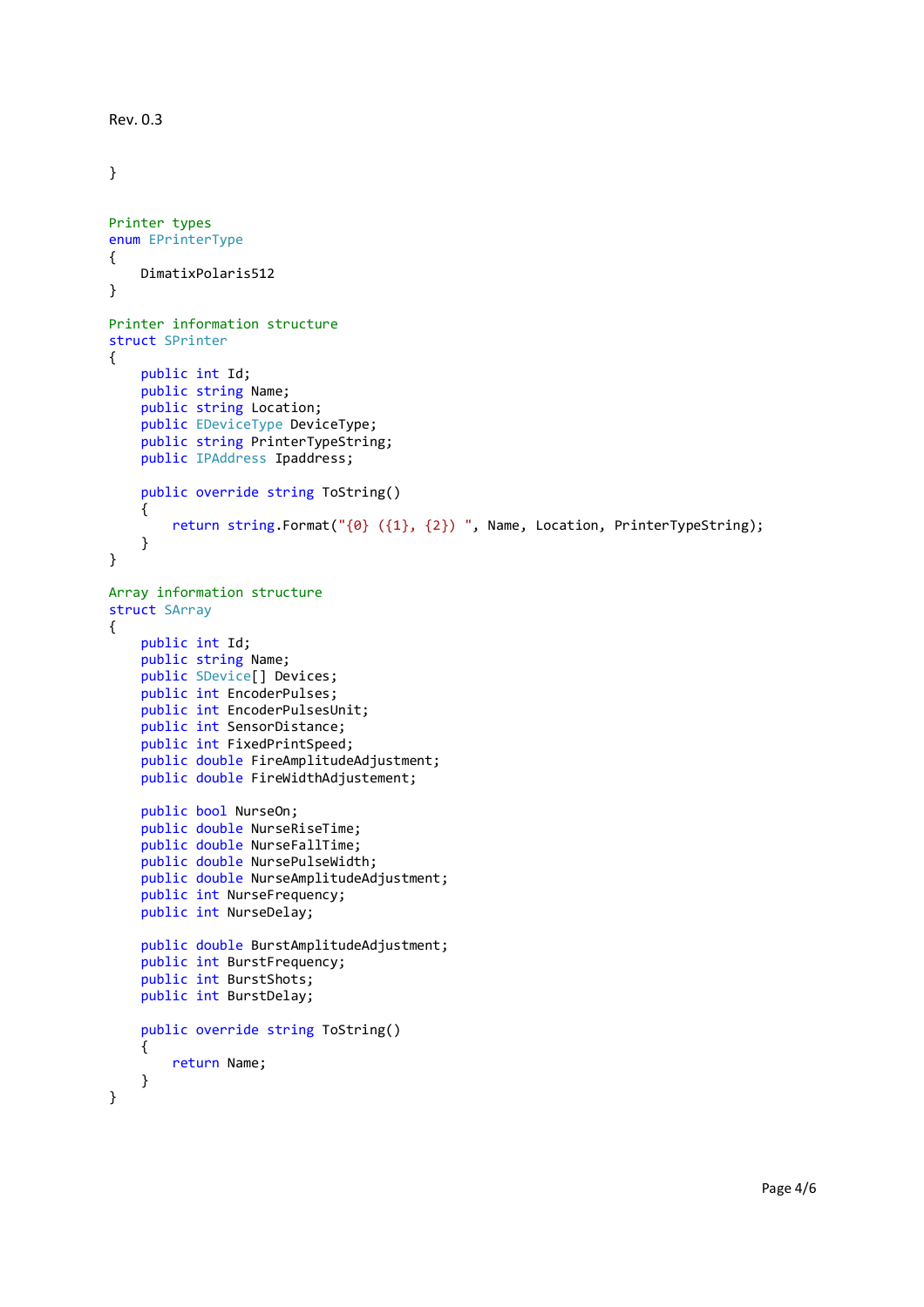```
}
```

```
Printer types
enum EPrinterType
{
    DimatixPolaris512
}

Printer information structure
struct SPrinter
{
    public int Id;
    public string Name;
    public string Location;
    public EDeviceType DeviceType;
    public string PrinterTypeString;
    public IPAddress Ipaddress;

    public override string ToString()
    {
        return string.Format("{0} ({1}, {2}) ", Name, Location, PrinterTypeString);
    }
}

Array information structure
struct SArray
{
    public int Id;
    public string Name;
    public SDevice[] Devices;
    public int EncoderPulses;
    public int EncoderPulsesUnit;
    public int SensorDistance;
    public int FixedPrintSpeed;
    public double FireAmplitudeAdjustment;
    public double FireWidthAdjustement;

    public bool NurseOn;
    public double NurseRiseTime;
    public double NurseFallTime;
    public double NursePulseWidth;
    public double NurseAmplitudeAdjustment;
    public int NurseFrequency;
    public int NurseDelay;

    public double BurstAmplitudeAdjustment;
    public int BurstFrequency;
    public int BurstShots;
    public int BurstDelay;

    public override string ToString()
    {
        return Name;
    }
}
```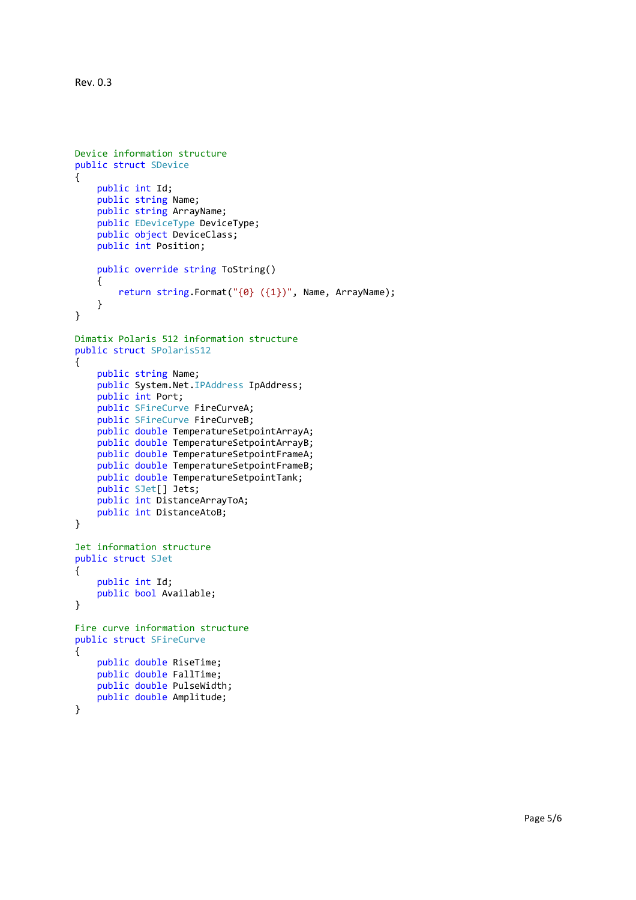Rev. 0.3

```
Device information structure
public struct SDevice
{
    public int Id;
    public string Name;
    public string ArrayName;
    public EDeviceType DeviceType;
    public object DeviceClass;
    public int Position;

    public override string ToString()
    {
        return string.Format("{0} ({1})", Name, ArrayName);
    }
}

Dimatix Polaris 512 information structure
public struct SPolaris512
{
    public string Name;
    public System.Net.IPAddress IpAddress;
    public int Port;
    public SFireCurve FireCurveA;
    public SFireCurve FireCurveB;
    public double TemperatureSetpointArrayA;
    public double TemperatureSetpointArrayB;
    public double TemperatureSetpointFrameA;
    public double TemperatureSetpointFrameB;
    public double TemperatureSetpointTank;
    public SJet[] Jets;
    public int DistanceArrayToA;
    public int DistanceAtoB;
}

Jet information structure
public struct SJet
{
    public int Id;
    public bool Available;
}

Fire curve information structure
public struct SFireCurve
{
    public double RiseTime;
    public double FallTime;
    public double PulseWidth;
    public double Amplitude;
}
```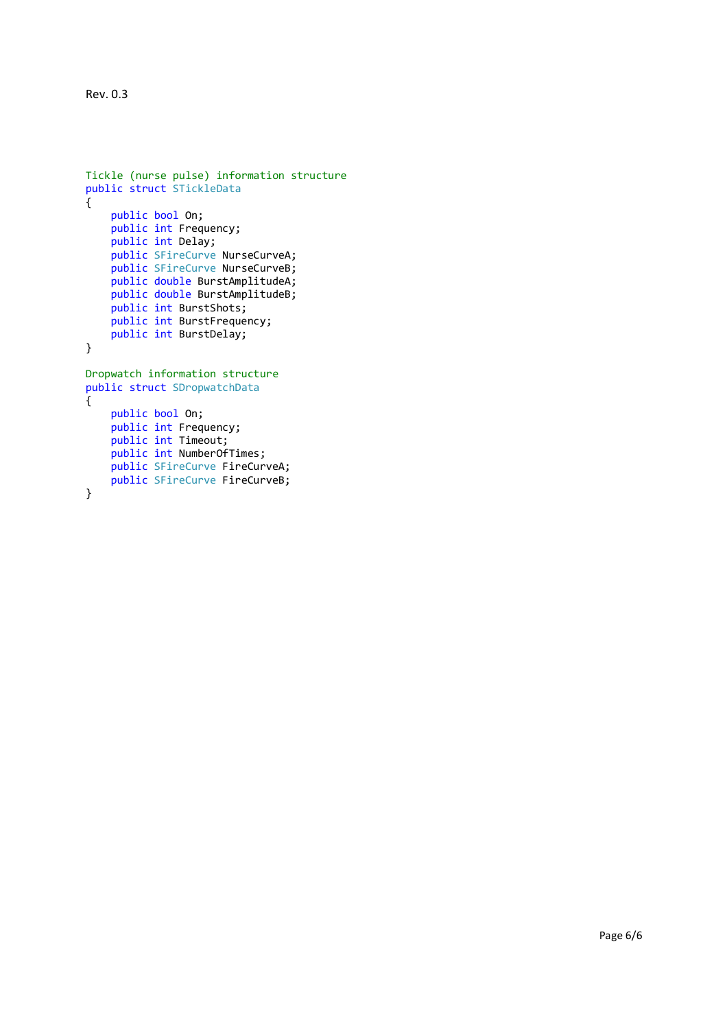Rev. 0.3

```
Tickle (nurse pulse) information structure
public struct STickleData
{
    public bool On;
    public int Frequency;
    public int Delay;
    public SFireCurve NurseCurveA;
    public SFireCurve NurseCurveB;
    public double BurstAmplitudeA;
    public double BurstAmplitudeB;
    public int BurstShots;
    public int BurstFrequency;
    public int BurstDelay;
}

Dropwatch information structure
public struct SDropwatchData
{
    public bool On;
    public int Frequency;
    public int Timeout;
    public int NumberOfTimes;
    public SFireCurve FireCurveA;
    public SFireCurve FireCurveB;
}
```